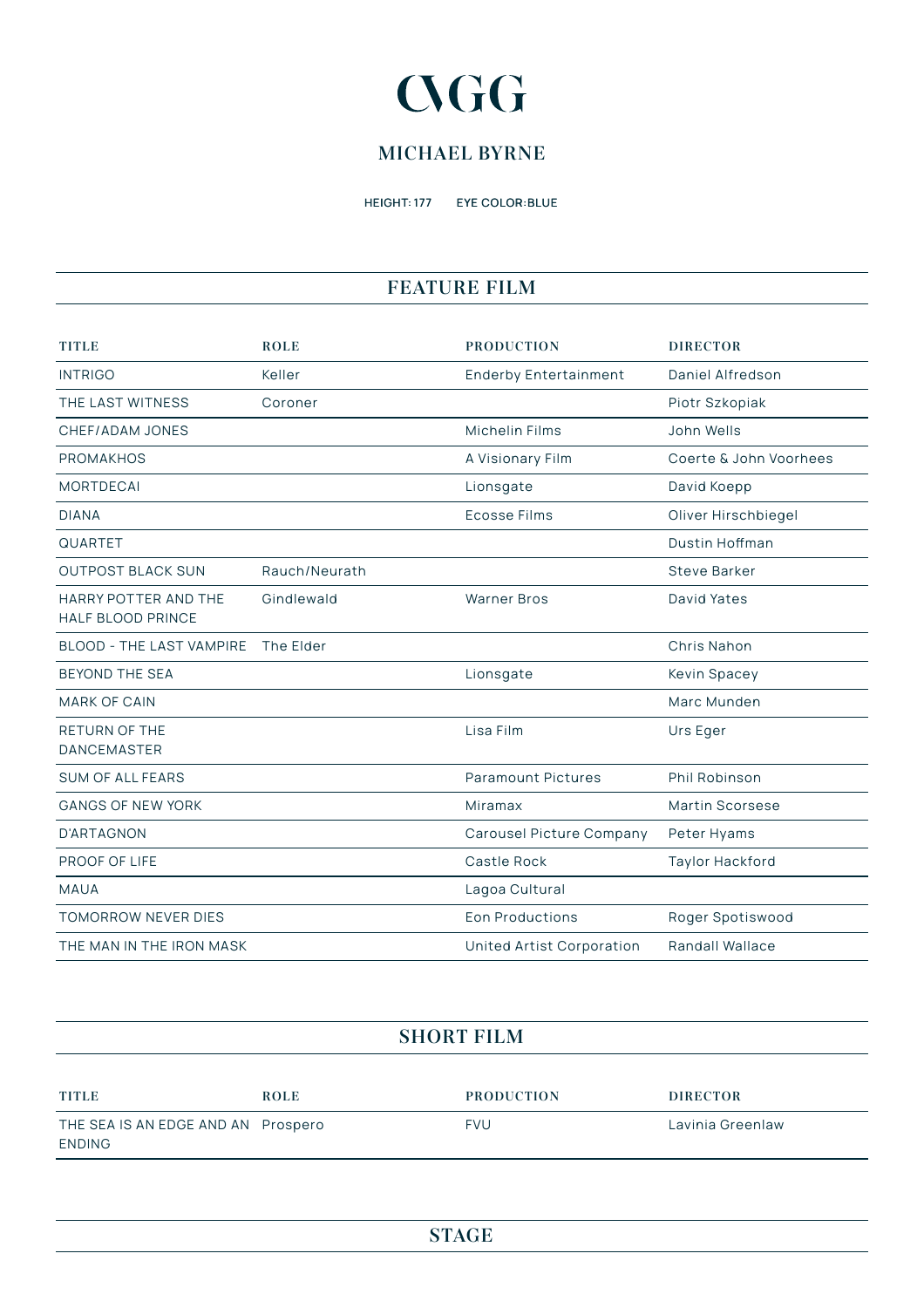# CAGG

## MICHAEL BYRNE

HEIGHT: 177 EYE COLOR:BLUE

## FEATURE FILM

| TITLE | ROLE | PRODUCTION | DIRECTOR |
|---|---|---|---|
| INTRIGO | Keller | Enderby Entertainment | Daniel Alfredson |
| THE LAST WITNESS | Coroner | | Piotr Szkopiak |
| CHEF/ADAM JONES | | Michelin Films | John Wells |
| PROMAKHOS | | A Visionary Film | Coerte & John Voorhees |
| MORTDECAI | | Lionsgate | David Koepp |
| DIANA | | Ecosse Films | Oliver Hirschbiegel |
| QUARTET | | | Dustin Hoffman |
| OUTPOST BLACK SUN | Rauch/Neurath | | Steve Barker |
| HARRY POTTER AND THE HALF BLOOD PRINCE | Gindlewald | Warner Bros | David Yates |
| BLOOD - THE LAST VAMPIRE | The Elder | | Chris Nahon |
| BEYOND THE SEA | | Lionsgate | Kevin Spacey |
| MARK OF CAIN | | | Marc Munden |
| RETURN OF THE DANCEMASTER | | Lisa Film | Urs Eger |
| SUM OF ALL FEARS | | Paramount Pictures | Phil Robinson |
| GANGS OF NEW YORK | | Miramax | Martin Scorsese |
| D'ARTAGNON | | Carousel Picture Company | Peter Hyams |
| PROOF OF LIFE | | Castle Rock | Taylor Hackford |
| MAUA | | Lagoa Cultural | |
| TOMORROW NEVER DIES | | Eon Productions | Roger Spotiswood |
| THE MAN IN THE IRON MASK | | United Artist Corporation | Randall Wallace |

## SHORT FILM

| TITLE | ROLE | PRODUCTION | DIRECTOR |
|---|---|---|---|
| THE SEA IS AN EDGE AND AN ENDING | Prospero | FVU | Lavinia Greenlaw |

## STAGE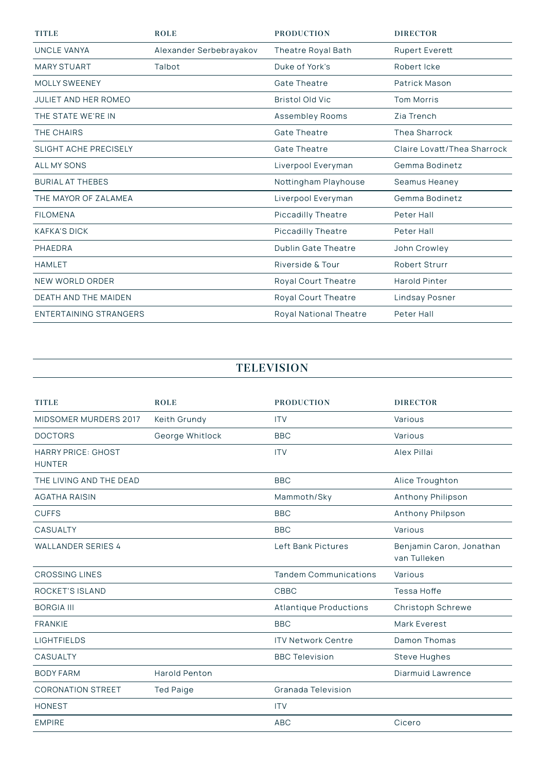| TITLE | ROLE | PRODUCTION | DIRECTOR |
|---|---|---|---|
| UNCLE VANYA | Alexander Serbebrayakov | Theatre Royal Bath | Rupert Everett |
| MARY STUART | Talbot | Duke of York's | Robert Icke |
| MOLLY SWEENEY | | Gate Theatre | Patrick Mason |
| JULIET AND HER ROMEO | | Bristol Old Vic | Tom Morris |
| THE STATE WE'RE IN | | Assembley Rooms | Zia Trench |
| THE CHAIRS | | Gate Theatre | Thea Sharrock |
| SLIGHT ACHE PRECISELY | | Gate Theatre | Claire Lovatt/Thea Sharrock |
| ALL MY SONS | | Liverpool Everyman | Gemma Bodinetz |
| BURIAL AT THEBES | | Nottingham Playhouse | Seamus Heaney |
| THE MAYOR OF ZALAMEA | | Liverpool Everyman | Gemma Bodinetz |
| FILOMENA | | Piccadilly Theatre | Peter Hall |
| KAFKA'S DICK | | Piccadilly Theatre | Peter Hall |
| PHAEDRA | | Dublin Gate Theatre | John Crowley |
| HAMLET | | Riverside & Tour | Robert Strurr |
| NEW WORLD ORDER | | Royal Court Theatre | Harold Pinter |
| DEATH AND THE MAIDEN | | Royal Court Theatre | Lindsay Posner |
| ENTERTAINING STRANGERS | | Royal National Theatre | Peter Hall |

## TELEVISION

| TITLE | ROLE | PRODUCTION | DIRECTOR |
|---|---|---|---|
| MIDSOMER MURDERS 2017 | Keith Grundy | ITV | Various |
| DOCTORS | George Whitlock | BBC | Various |
| HARRY PRICE: GHOST HUNTER | | ITV | Alex Pillai |
| THE LIVING AND THE DEAD | | BBC | Alice Troughton |
| AGATHA RAISIN | | Mammoth/Sky | Anthony Philipson |
| CUFFS | | BBC | Anthony Philpson |
| CASUALTY | | BBC | Various |
| WALLANDER SERIES 4 | | Left Bank Pictures | Benjamin Caron, Jonathan van Tulleken |
| CROSSING LINES | | Tandem Communications | Various |
| ROCKET'S ISLAND | | CBBC | Tessa Hoffe |
| BORGIA III | | Atlantique Productions | Christoph Schrewe |
| FRANKIE | | BBC | Mark Everest |
| LIGHTFIELDS | | ITV Network Centre | Damon Thomas |
| CASUALTY | | BBC Television | Steve Hughes |
| BODY FARM | Harold Penton | | Diarmuid Lawrence |
| CORONATION STREET | Ted Paige | Granada Television | |
| HONEST | | ITV | |
| EMPIRE | | ABC | Cicero |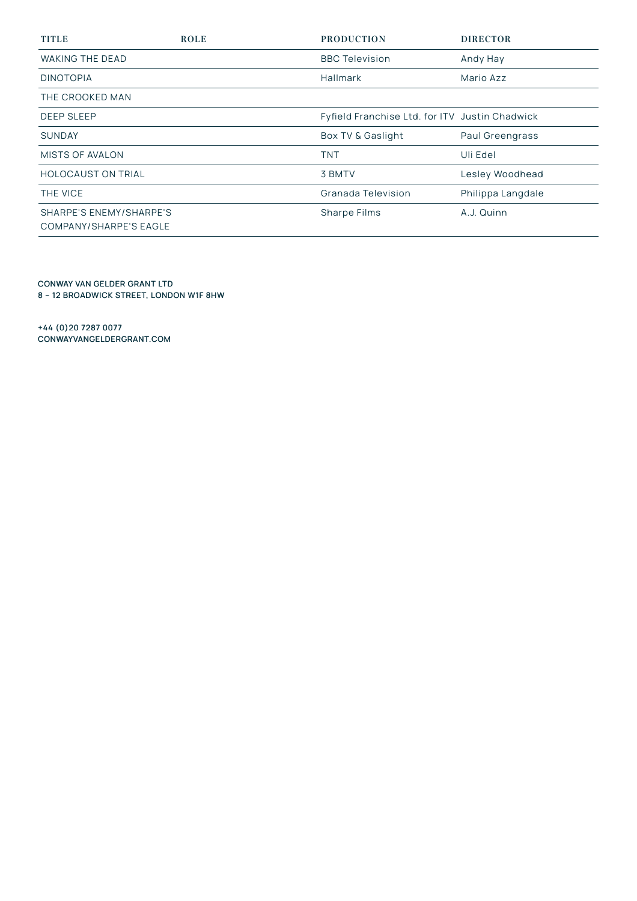| TITLE | ROLE | PRODUCTION | DIRECTOR |
|---|---|---|---|
| WAKING THE DEAD | | BBC Television | Andy Hay |
| DINOTOPIA | | Hallmark | Mario Azz |
| THE CROOKED MAN | | | |
| DEEP SLEEP | | Fyfield Franchise Ltd. for ITV | Justin Chadwick |
| SUNDAY | | Box TV & Gaslight | Paul Greengrass |
| MISTS OF AVALON | | TNT | Uli Edel |
| HOLOCAUST ON TRIAL | | 3 BMTV | Lesley Woodhead |
| THE VICE | | Granada Television | Philippa Langdale |
| SHARPE'S ENEMY/SHARPE'S COMPANY/SHARPE'S EAGLE | | Sharpe Films | A.J. Quinn |

**CONWAY VAN GELDER GRANT LTD**
**8 – 12 BROADWICK STREET, LONDON W1F 8HW**

**+44 (0)20 7287 0077**
**CONWAYVANGELDERGRANT.COM**